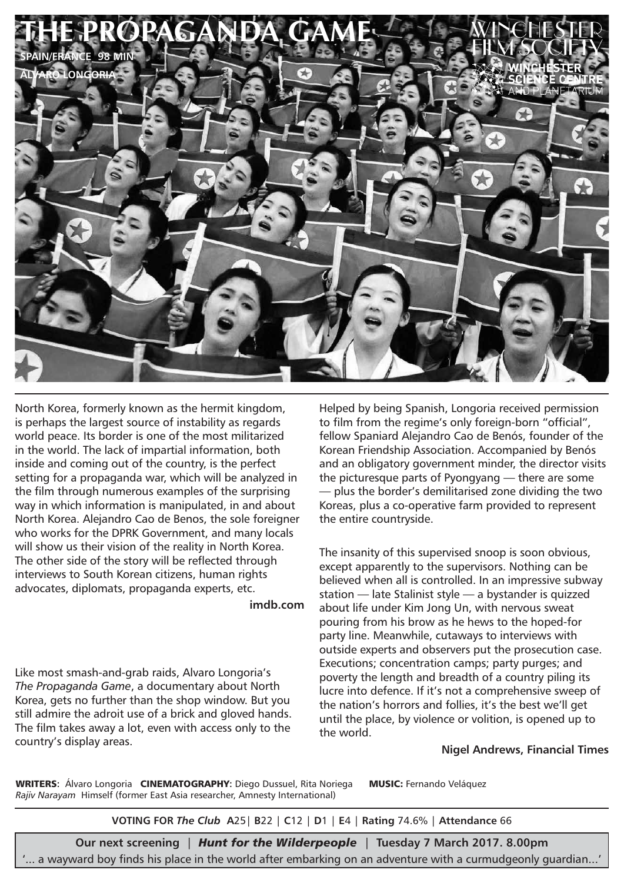# THE PROPAGANDA GAME

**SPAIN/FRANCE 98 MIN**

**ALVARO LONGORIA**

WINCHESTER FILM SOCIETY

WINCHESTER SCIENCE CENTRE AND PLANETARIUM

North Korea, formerly known as the hermit kingdom, is perhaps the largest source of instability as regards world peace. Its border is one of the most militarized in the world. The lack of impartial information, both inside and coming out of the country, is the perfect setting for a propaganda war, which will be analyzed in the film through numerous examples of the surprising way in which information is manipulated, in and about North Korea. Alejandro Cao de Benos, the sole foreigner who works for the DPRK Government, and many locals will show us their vision of the reality in North Korea. The other side of the story will be reflected through interviews to South Korean citizens, human rights advocates, diplomats, propaganda experts, etc.

**imdb.com**

Like most smash-and-grab raids, Alvaro Longoria's *The Propaganda Game*, a documentary about North Korea, gets no further than the shop window. But you still admire the adroit use of a brick and gloved hands. The film takes away a lot, even with access only to the country's display areas.

Helped by being Spanish, Longoria received permission to film from the regime's only foreign-born "official", fellow Spaniard Alejandro Cao de Benós, founder of the Korean Friendship Association. Accompanied by Benós and an obligatory government minder, the director visits the picturesque parts of Pyongyang — there are some — plus the border's demilitarised zone dividing the two Koreas, plus a co-operative farm provided to represent the entire countryside.

The insanity of this supervised snoop is soon obvious, except apparently to the supervisors. Nothing can be believed when all is controlled. In an impressive subway station — late Stalinist style — a bystander is quizzed about life under Kim Jong Un, with nervous sweat pouring from his brow as he hews to the hoped-for party line. Meanwhile, cutaways to interviews with outside experts and observers put the prosecution case. Executions; concentration camps; party purges; and poverty the length and breadth of a country piling its lucre into defence. If it's not a comprehensive sweep of the nation's horrors and follies, it's the best we'll get until the place, by violence or volition, is opened up to the world.

**Nigel Andrews, Financial Times**

**WRITERS**: Álvaro Longoria **CINEMATOGRAPHY**: Diego Dussuel, Rita Noriega **MUSIC:** Fernando Veláquez
*Rajiv Narayam* Himself (former East Asia researcher, Amnesty International)

**VOTING FOR *The Club*** **A**25 | **B**22 | **C**12 | **D**1 | **E**4 | **Rating** 74.6% | **Attendance** 66

**Our next screening** | ***Hunt for the Wilderpeople*** | **Tuesday 7 March 2017. 8.00pm**

'... a wayward boy finds his place in the world after embarking on an adventure with a curmudgeonly guardian...'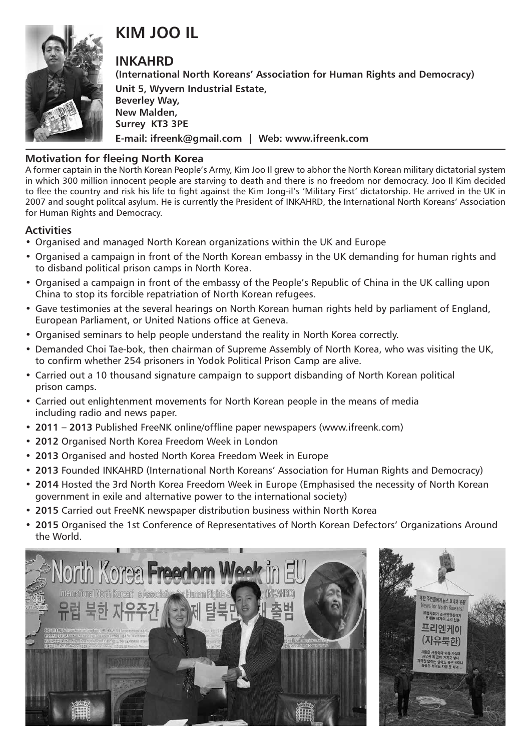# KIM JOO IL

## INKAHRD

**(International North Koreans' Association for Human Rights and Democracy)**

**Unit 5, Wyvern Industrial Estate,**
**Beverley Way,**
**New Malden,**
**Surrey KT3 3PE**

**E-mail: ifreenk@gmail.com | Web: www.ifreenk.com**

### Motivation for fleeing North Korea

A former captain in the North Korean People's Army, Kim Joo Il grew to abhor the North Korean military dictatorial system in which 300 million innocent people are starving to death and there is no freedom nor democracy. Joo Il Kim decided to flee the country and risk his life to fight against the Kim Jong-il's 'Military First' dictatorship. He arrived in the UK in 2007 and sought politcal asylum. He is currently the President of INKAHRD, the International North Koreans' Association for Human Rights and Democracy.

### Activities

- Organised and managed North Korean organizations within the UK and Europe
- Organised a campaign in front of the North Korean embassy in the UK demanding for human rights and to disband political prison camps in North Korea.
- Organised a campaign in front of the embassy of the People's Republic of China in the UK calling upon China to stop its forcible repatriation of North Korean refugees.
- Gave testimonies at the several hearings on North Korean human rights held by parliament of England, European Parliament, or United Nations office at Geneva.
- Organised seminars to help people understand the reality in North Korea correctly.
- Demanded Choi Tae-bok, then chairman of Supreme Assembly of North Korea, who was visiting the UK, to confirm whether 254 prisoners in Yodok Political Prison Camp are alive.
- Carried out a 10 thousand signature campaign to support disbanding of North Korean political prison camps.
- Carried out enlightenment movements for North Korean people in the means of media including radio and news paper.
- **2011 – 2013** Published FreeNK online/offline paper newspapers (www.ifreenk.com)
- **2012** Organised North Korea Freedom Week in London
- **2013** Organised and hosted North Korea Freedom Week in Europe
- **2013** Founded INKAHRD (International North Koreans' Association for Human Rights and Democracy)
- **2014** Hosted the 3rd North Korea Freedom Week in Europe (Emphasised the necessity of North Korean government in exile and alternative power to the international society)
- **2015** Carried out FreeNK newspaper distribution business within North Korea
- **2015** Organised the 1st Conference of Representatives of North Korean Defectors' Organizations Around the World.